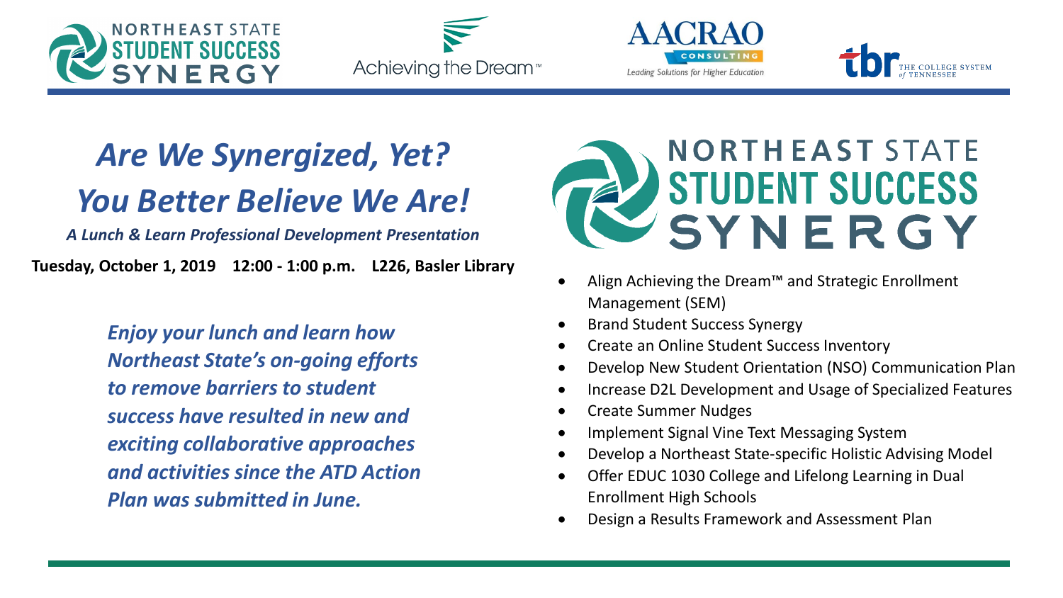NORTHEAST STATE STUDENT SUCCESS SYNERGY | Achieving the Dream™ | AACRAO CONSULTING Leading Solutions for Higher Education | tbr THE COLLEGE SYSTEM of TENNESSEE

# *Are We Synergized, Yet? You Better Believe We Are!*

***A Lunch & Learn Professional Development Presentation***

**Tuesday, October 1, 2019 12:00 - 1:00 p.m. L226, Basler Library**

***Enjoy your lunch and learn how Northeast State's on-going efforts to remove barriers to student success have resulted in new and exciting collaborative approaches and activities since the ATD Action Plan was submitted in June.***

## NORTHEAST STATE STUDENT SUCCESS SYNERGY

- Align Achieving the Dream™ and Strategic Enrollment Management (SEM)
- Brand Student Success Synergy
- Create an Online Student Success Inventory
- Develop New Student Orientation (NSO) Communication Plan
- Increase D2L Development and Usage of Specialized Features
- Create Summer Nudges
- Implement Signal Vine Text Messaging System
- Develop a Northeast State-specific Holistic Advising Model
- Offer EDUC 1030 College and Lifelong Learning in Dual Enrollment High Schools
- Design a Results Framework and Assessment Plan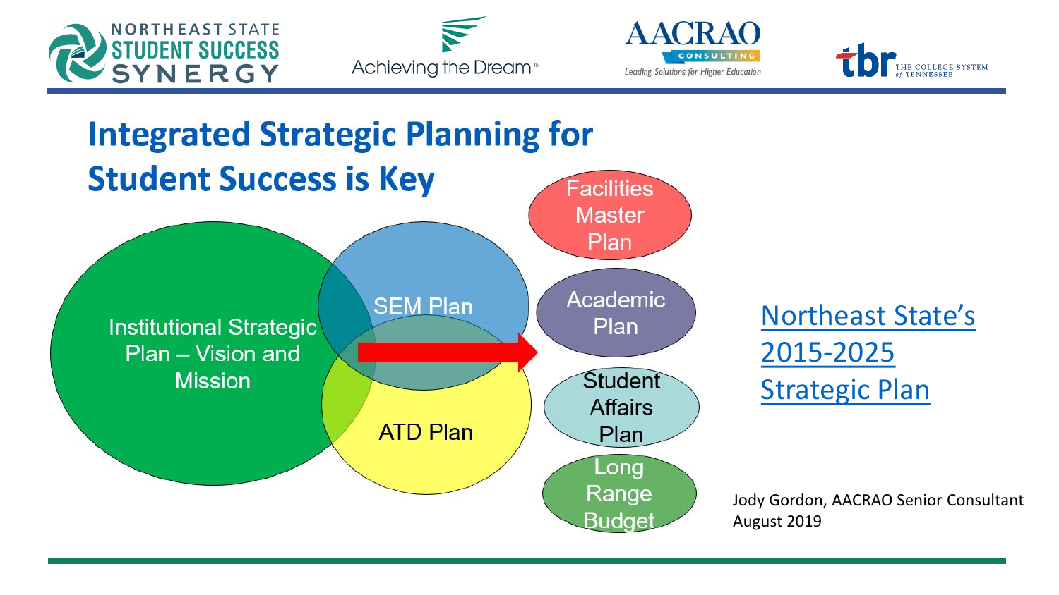# Integrated Strategic Planning for Student Success is Key

Institutional Strategic Plan – Vision and Mission

SEM Plan

ATD Plan

Facilities Master Plan

Academic Plan

Student Affairs Plan

Long Range Budget

Northeast State's 2015-2025 Strategic Plan

Jody Gordon, AACRAO Senior Consultant
August 2019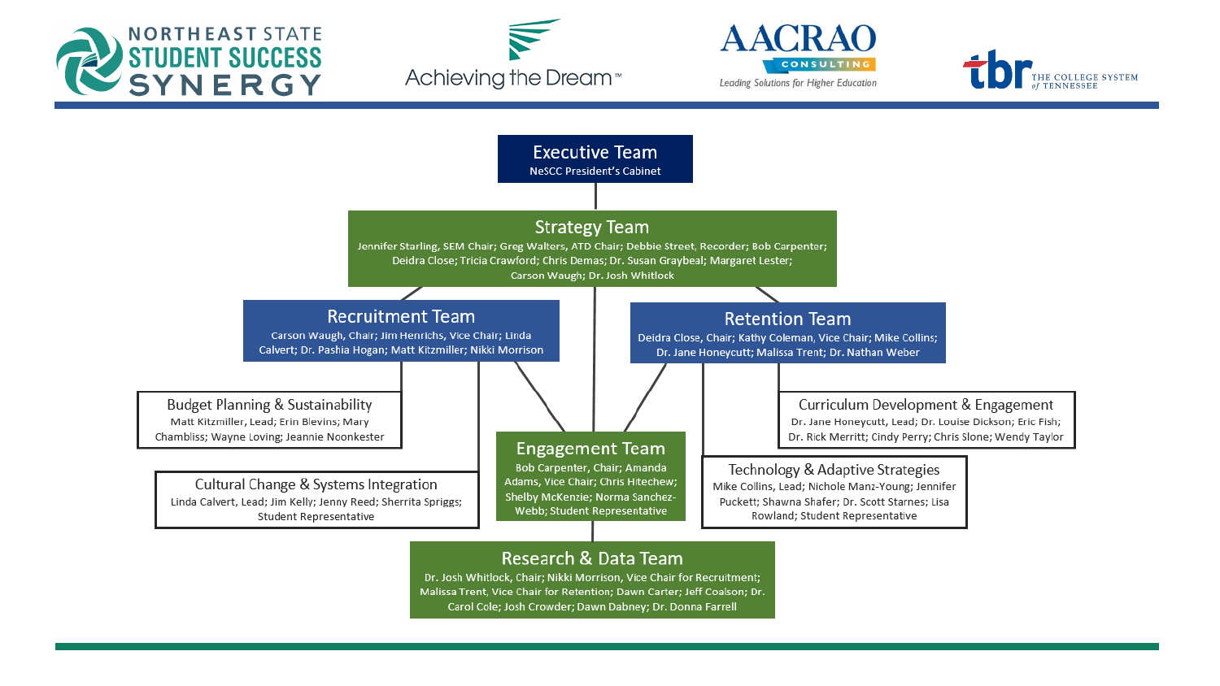NORTHEAST STATE STUDENT SUCCESS SYNERGY

Achieving the Dream™

AACRAO CONSULTING — Leading Solutions for Higher Education

tbr THE COLLEGE SYSTEM of TENNESSEE

## Executive Team

NeSCC President's Cabinet

## Strategy Team

Jennifer Starling, SEM Chair; Greg Walters, ATD Chair; Debbie Street, Recorder; Bob Carpenter; Deidra Close; Tricia Crawford; Chris Demas; Dr. Susan Graybeal; Margaret Lester; Carson Waugh; Dr. Josh Whitlock

## Recruitment Team

Carson Waugh, Chair; Jim Henrichs, Vice Chair; Linda Calvert; Dr. Pashia Hogan; Matt Kitzmiller; Nikki Morrison

### Budget Planning & Sustainability

Matt Kitzmiller, Lead; Erin Blevins; Mary Chambliss; Wayne Loving; Jeannie Noonkester

### Cultural Change & Systems Integration

Linda Calvert, Lead; Jim Kelly; Jenny Reed; Sherrita Spriggs; Student Representative

## Retention Team

Deidra Close, Chair; Kathy Coleman, Vice Chair; Mike Collins; Dr. Jane Honeycutt; Malissa Trent; Dr. Nathan Weber

### Curriculum Development & Engagement

Dr. Jane Honeycutt, Lead; Dr. Louise Dickson; Eric Fish; Dr. Rick Merritt; Cindy Perry; Chris Slone; Wendy Taylor

### Technology & Adaptive Strategies

Mike Collins, Lead; Nichole Manz-Young; Jennifer Puckett; Shawna Shafer; Dr. Scott Starnes; Lisa Rowland; Student Representative

## Engagement Team

Bob Carpenter, Chair; Amanda Adams, Vice Chair; Chris Hitechew; Shelby McKenzie; Norma Sanchez-Webb; Student Representative

## Research & Data Team

Dr. Josh Whitlock, Chair; Nikki Morrison, Vice Chair for Recruitment; Malissa Trent, Vice Chair for Retention; Dawn Carter; Jeff Coalson; Dr. Carol Cole; Josh Crowder; Dawn Dabney; Dr. Donna Farrell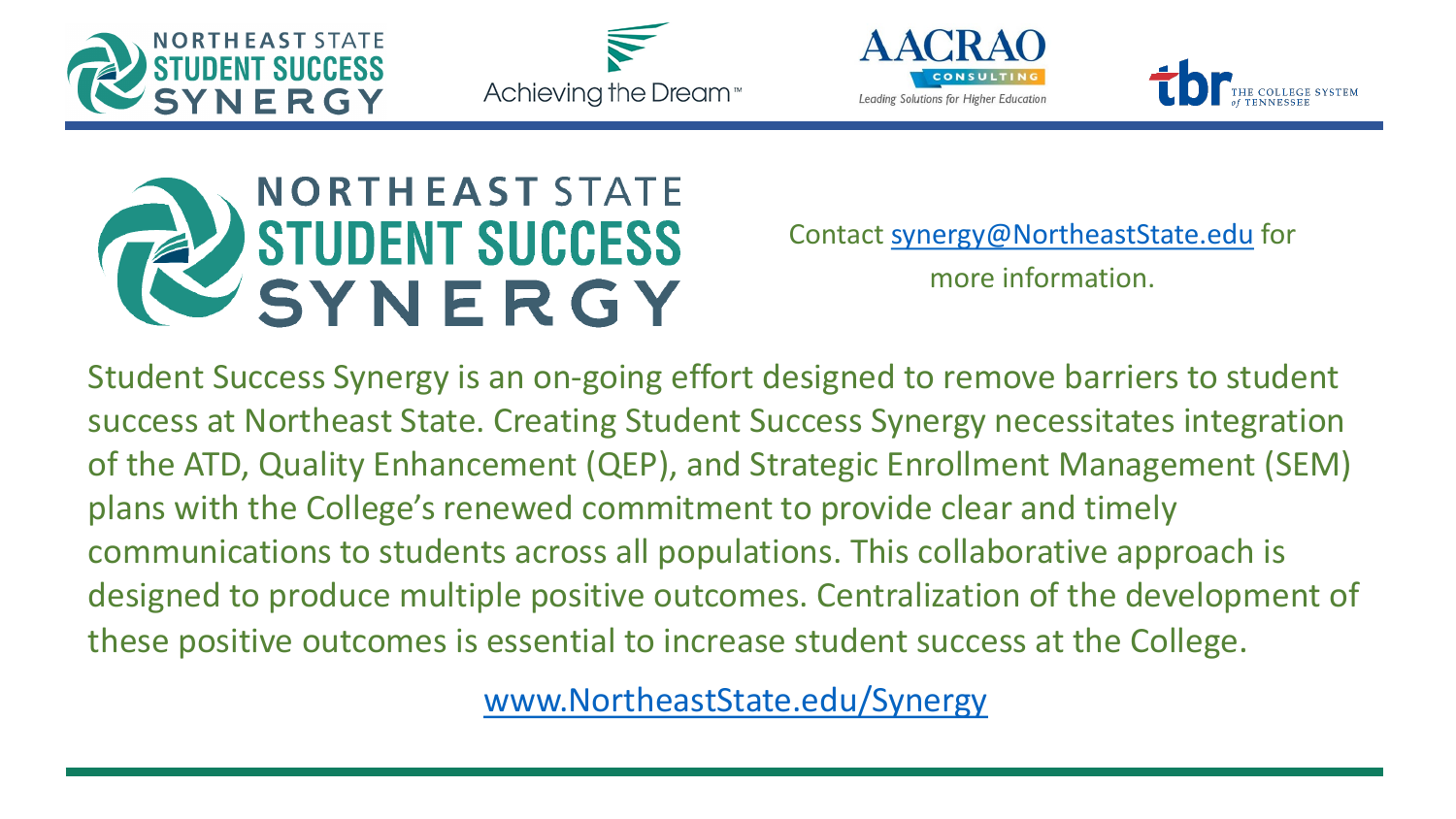# NORTHEAST STATE STUDENT SUCCESS SYNERGY

Contact synergy@NortheastState.edu for more information.

Student Success Synergy is an on-going effort designed to remove barriers to student success at Northeast State. Creating Student Success Synergy necessitates integration of the ATD, Quality Enhancement (QEP), and Strategic Enrollment Management (SEM) plans with the College's renewed commitment to provide clear and timely communications to students across all populations. This collaborative approach is designed to produce multiple positive outcomes. Centralization of the development of these positive outcomes is essential to increase student success at the College.

www.NortheastState.edu/Synergy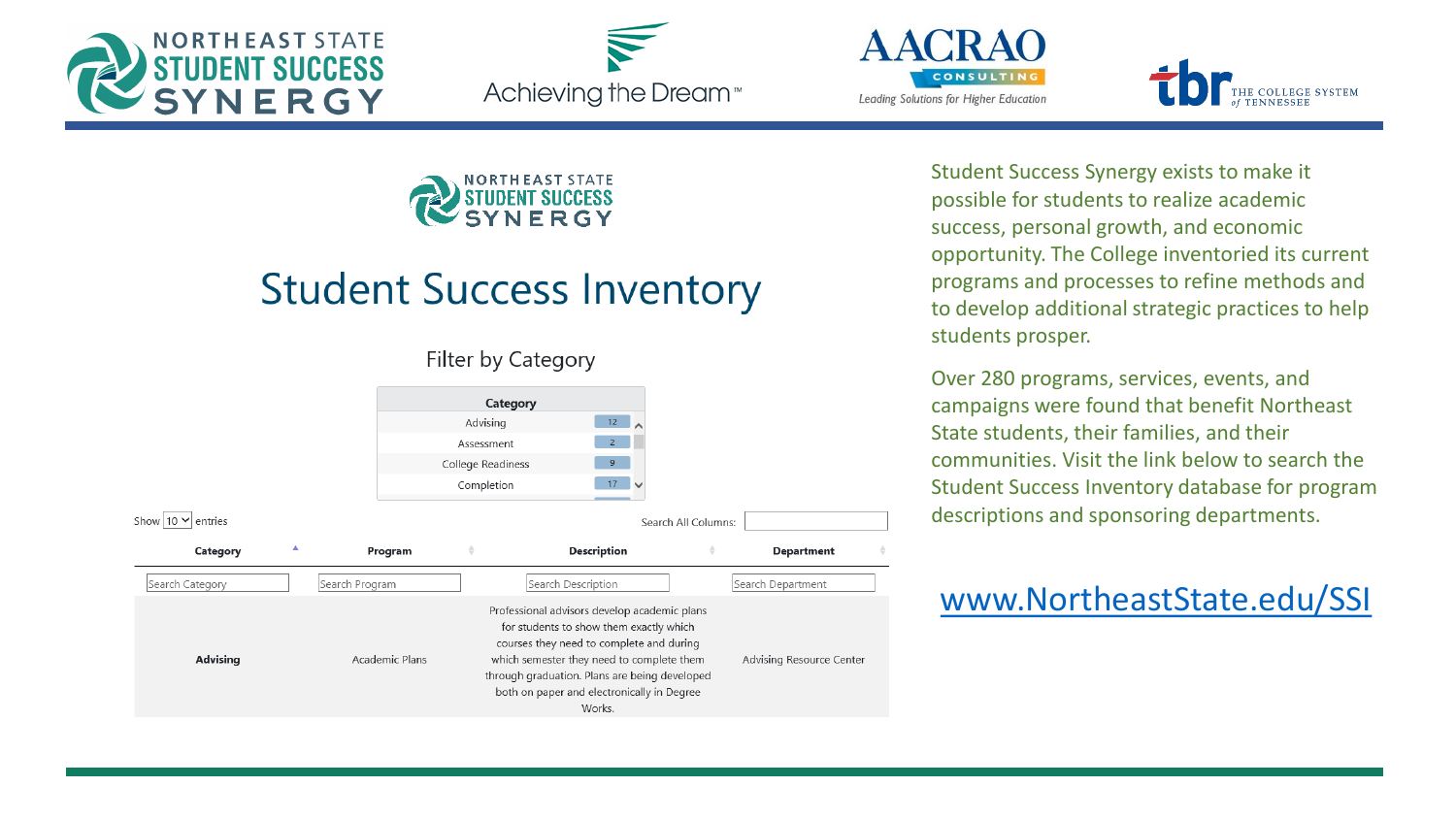# Student Success Inventory

Filter by Category

| Category | |
|---|---|
| Advising | 12 |
| Assessment | 2 |
| College Readiness | 9 |
| Completion | 17 |

Show 10 entries

Search All Columns:

| Category | Program | Description | Department |
|---|---|---|---|
| **Advising** | Academic Plans | Professional advisors develop academic plans for students to show them exactly which courses they need to complete and during which semester they need to complete them through graduation. Plans are being developed both on paper and electronically in Degree Works. | Advising Resource Center |

Student Success Synergy exists to make it possible for students to realize academic success, personal growth, and economic opportunity. The College inventoried its current programs and processes to refine methods and to develop additional strategic practices to help students prosper.

Over 280 programs, services, events, and campaigns were found that benefit Northeast State students, their families, and their communities. Visit the link below to search the Student Success Inventory database for program descriptions and sponsoring departments.

www.NortheastState.edu/SSI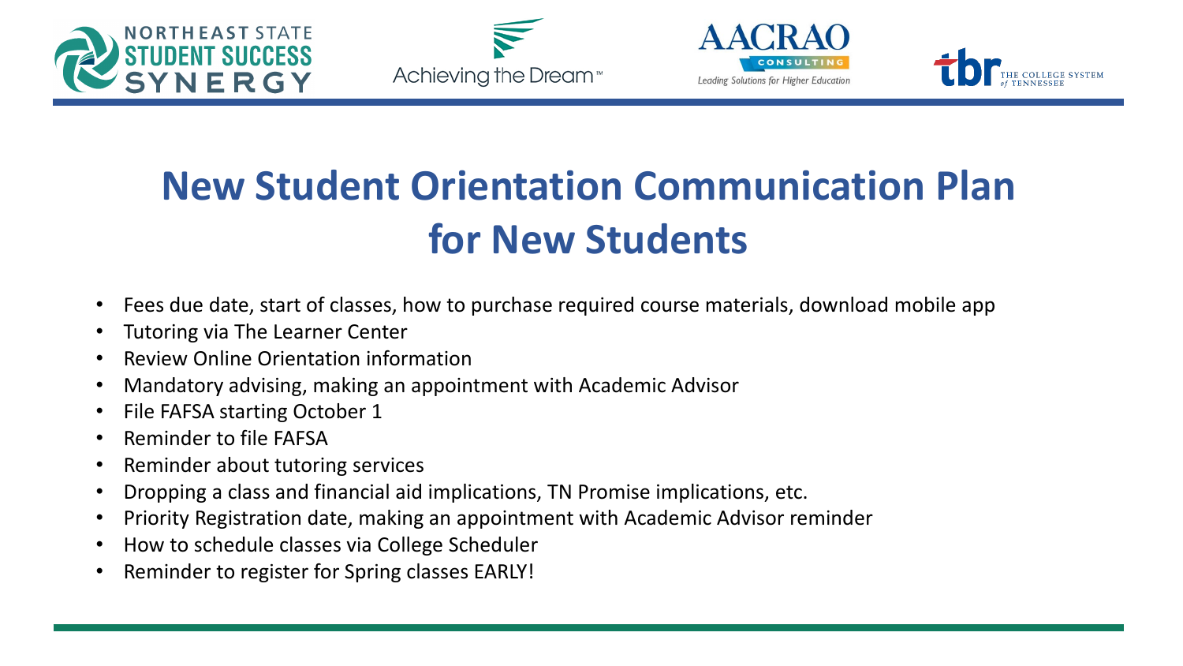# New Student Orientation Communication Plan for New Students

- Fees due date, start of classes, how to purchase required course materials, download mobile app
- Tutoring via The Learner Center
- Review Online Orientation information
- Mandatory advising, making an appointment with Academic Advisor
- File FAFSA starting October 1
- Reminder to file FAFSA
- Reminder about tutoring services
- Dropping a class and financial aid implications, TN Promise implications, etc.
- Priority Registration date, making an appointment with Academic Advisor reminder
- How to schedule classes via College Scheduler
- Reminder to register for Spring classes EARLY!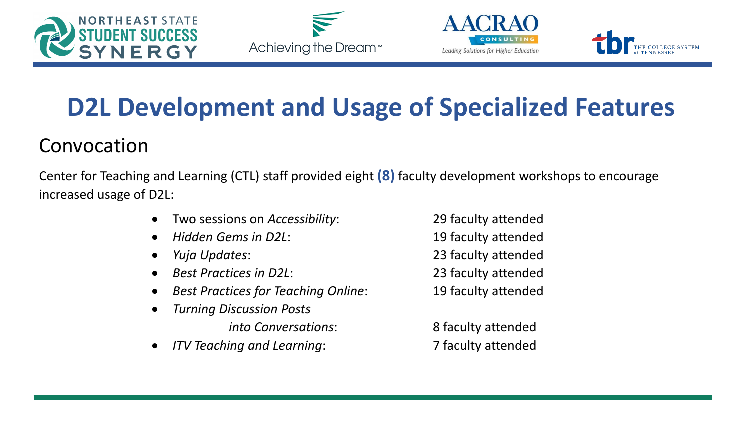# D2L Development and Usage of Specialized Features

## Convocation

Center for Teaching and Learning (CTL) staff provided eight **(8)** faculty development workshops to encourage increased usage of D2L:

- Two sessions on *Accessibility*: 29 faculty attended
- *Hidden Gems in D2L*: 19 faculty attended
- *Yuja Updates*: 23 faculty attended
- *Best Practices in D2L*: 23 faculty attended
- *Best Practices for Teaching Online*: 19 faculty attended
- *Turning Discussion Posts into Conversations*: 8 faculty attended
- *ITV Teaching and Learning*: 7 faculty attended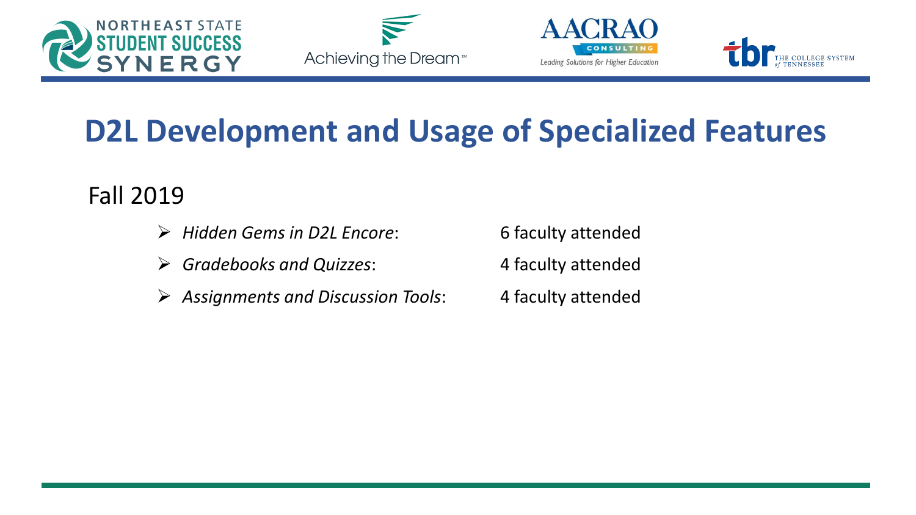# D2L Development and Usage of Specialized Features

Fall 2019

- *Hidden Gems in D2L Encore*: 6 faculty attended
- *Gradebooks and Quizzes*: 4 faculty attended
- *Assignments and Discussion Tools*: 4 faculty attended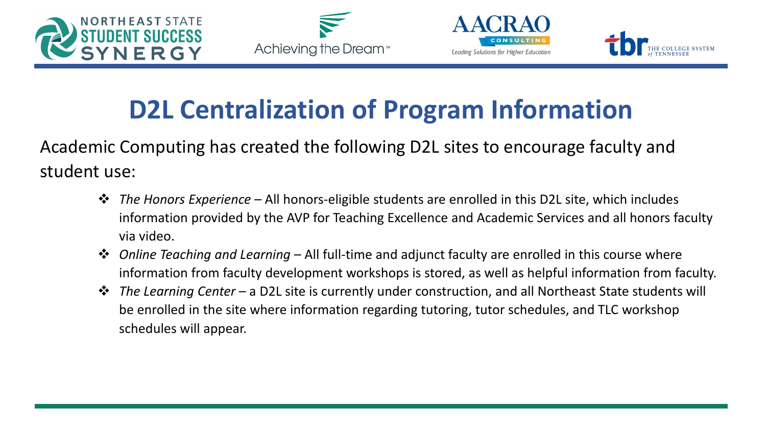# D2L Centralization of Program Information

Academic Computing has created the following D2L sites to encourage faculty and student use:

- *The Honors Experience* – All honors-eligible students are enrolled in this D2L site, which includes information provided by the AVP for Teaching Excellence and Academic Services and all honors faculty via video.
- *Online Teaching and Learning* – All full-time and adjunct faculty are enrolled in this course where information from faculty development workshops is stored, as well as helpful information from faculty.
- *The Learning Center* – a D2L site is currently under construction, and all Northeast State students will be enrolled in the site where information regarding tutoring, tutor schedules, and TLC workshop schedules will appear.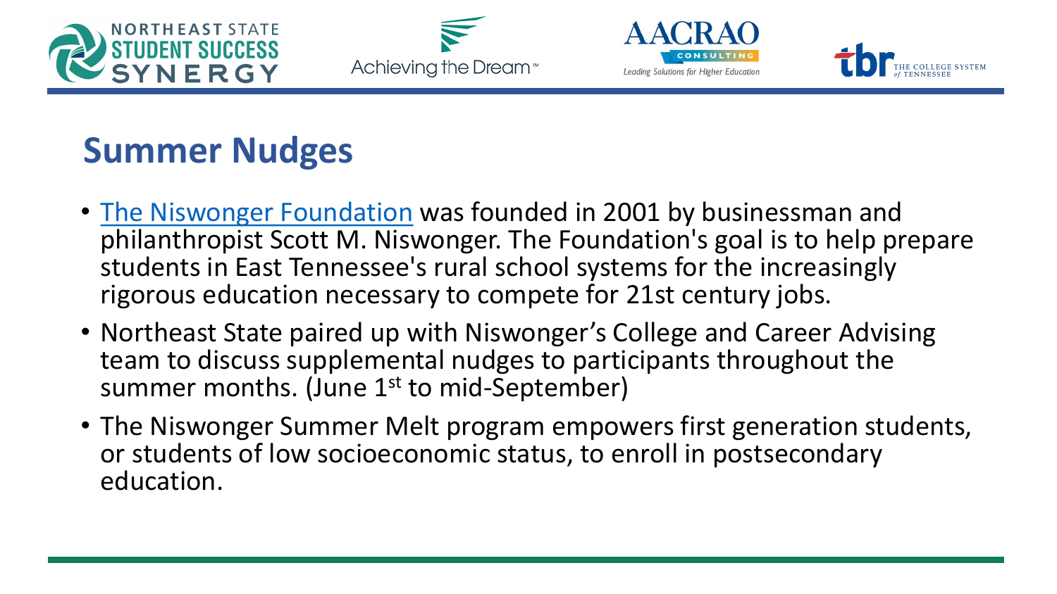## Summer Nudges

- The Niswonger Foundation was founded in 2001 by businessman and philanthropist Scott M. Niswonger. The Foundation's goal is to help prepare students in East Tennessee's rural school systems for the increasingly rigorous education necessary to compete for 21st century jobs.
- Northeast State paired up with Niswonger's College and Career Advising team to discuss supplemental nudges to participants throughout the summer months. (June 1st to mid-September)
- The Niswonger Summer Melt program empowers first generation students, or students of low socioeconomic status, to enroll in postsecondary education.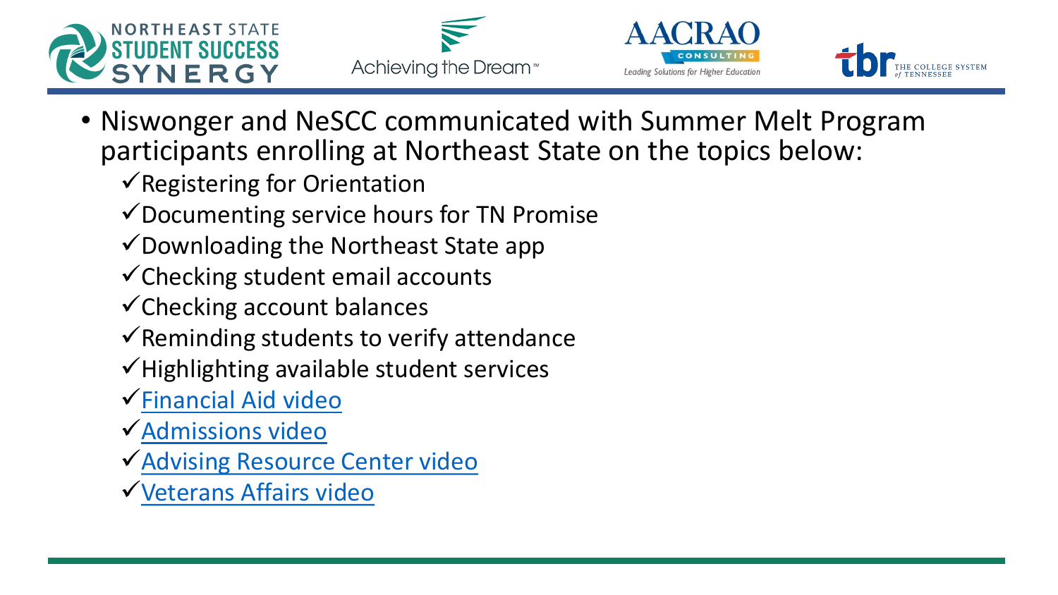- Niswonger and NeSCC communicated with Summer Melt Program participants enrolling at Northeast State on the topics below:
  - ✓Registering for Orientation
  - ✓Documenting service hours for TN Promise
  - ✓Downloading the Northeast State app
  - ✓Checking student email accounts
  - ✓Checking account balances
  - ✓Reminding students to verify attendance
  - ✓Highlighting available student services
  - ✓Financial Aid video
  - ✓Admissions video
  - ✓Advising Resource Center video
  - ✓Veterans Affairs video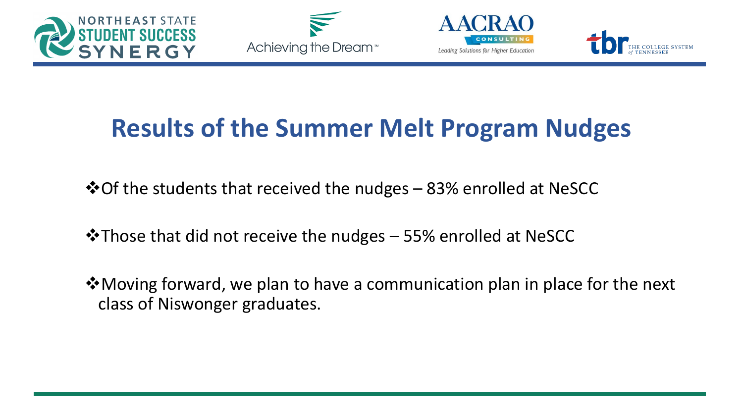# Results of the Summer Melt Program Nudges

- Of the students that received the nudges – 83% enrolled at NeSCC
- Those that did not receive the nudges – 55% enrolled at NeSCC
- Moving forward, we plan to have a communication plan in place for the next class of Niswonger graduates.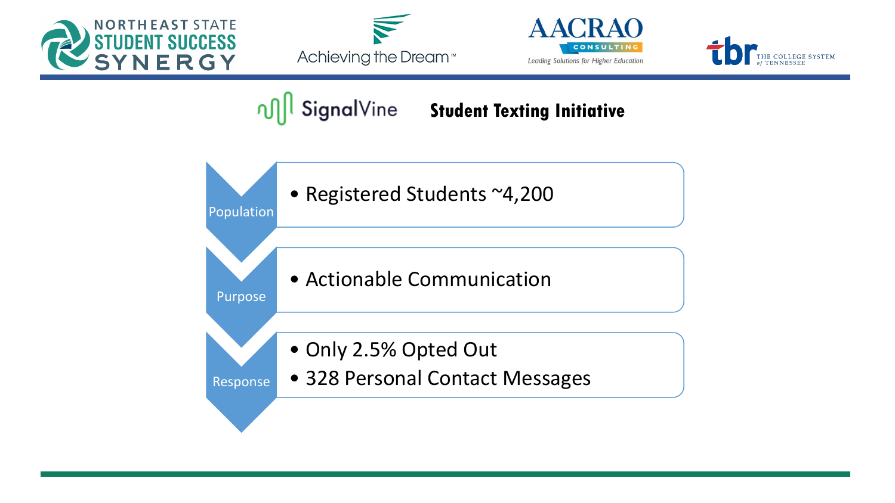NORTHEAST STATE STUDENT SUCCESS SYNERGY

Achieving the Dream™

AACRAO CONSULTING — Leading Solutions for Higher Education

tbr THE COLLEGE SYSTEM of TENNESSEE

## SignalVine Student Texting Initiative

**Population**

- Registered Students ~4,200

**Purpose**

- Actionable Communication

**Response**

- Only 2.5% Opted Out
- 328 Personal Contact Messages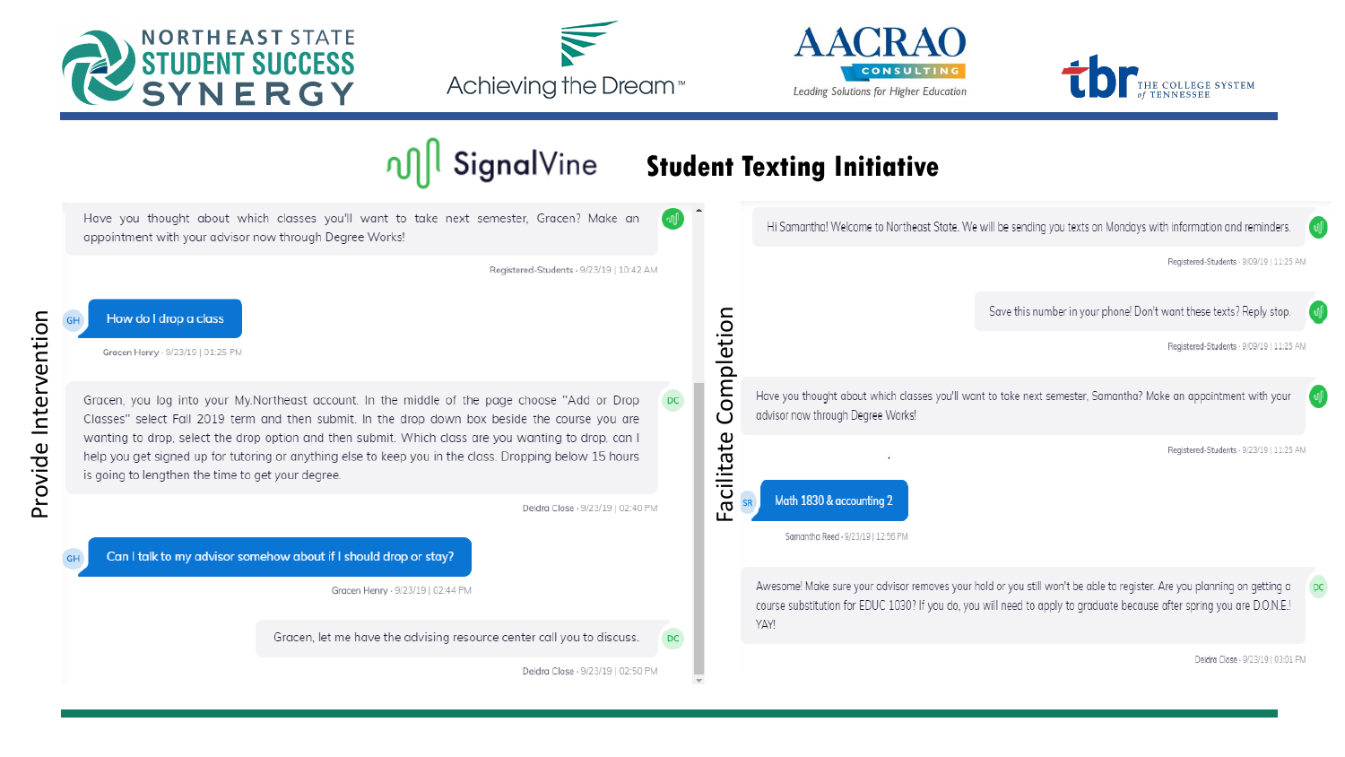NORTHEAST STATE STUDENT SUCCESS SYNERGY | Achieving the Dream™ | AACRAO CONSULTING — Leading Solutions for Higher Education | tbr THE COLLEGE SYSTEM of TENNESSEE

# SignalVine Student Texting Initiative

## Provide Intervention

Have you thought about which classes you'll want to take next semester, Gracen? Make an appointment with your advisor now through Degree Works!

Registered-Students · 9/23/19 | 10:42 AM

**GH:** How do I drop a class

Gracen Henry · 9/23/19 | 01:25 PM

**DC:** Gracen, you log into your My.Northeast account. In the middle of the page choose "Add or Drop Classes" select Fall 2019 term and then submit. In the drop down box beside the course you are wanting to drop, select the drop option and then submit. Which class are you wanting to drop. can I help you get signed up for tutoring or anything else to keep you in the class. Dropping below 15 hours is going to lengthen the time to get your degree.

Deidra Close · 9/23/19 | 02:40 PM

**GH:** Can I talk to my advisor somehow about if I should drop or stay?

Gracen Henry · 9/23/19 | 02:44 PM

**DC:** Gracen, let me have the advising resource center call you to discuss.

Deidra Close · 9/23/19 | 02:50 PM

## Facilitate Completion

Hi Samantha! Welcome to Northeast State. We will be sending you texts on Mondays with information and reminders.

Registered-Students · 9/09/19 | 11:25 AM

Save this number in your phone! Don't want these texts? Reply stop.

Registered-Students · 9/09/19 | 11:25 AM

Have you thought about which classes you'll want to take next semester, Samantha? Make an appointment with your advisor now through Degree Works!

Registered-Students · 9/23/19 | 11:25 AM

**SR:** Math 1830 & accounting 2

Samantha Reed · 9/23/19 | 12:56 PM

**DC:** Awesome! Make sure your advisor removes your hold or you still won't be able to register. Are you planning on getting a course substitution for EDUC 1030? If you do, you will need to apply to graduate because after spring you are D.O.N.E.! YAY!

Deidra Close · 9/23/19 | 03:01 PM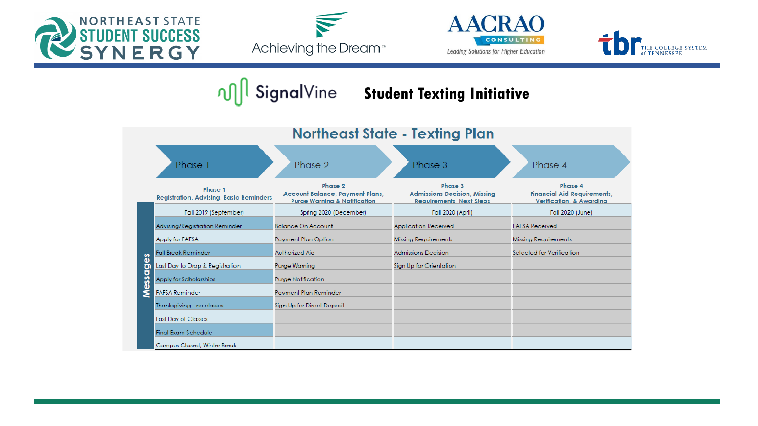## Student Texting Initiative

### Northeast State - Texting Plan

| | Phase 1 | Phase 2 | Phase 3 | Phase 4 |
|---|---|---|---|---|
| | Phase 1 Registration, Advising, Basic Reminders | Phase 2 Account Balance, Payment Plans, Purge Warning & Notification | Phase 3 Admissions Decision, Missing Requirements, Next Steps | Phase 4 Financial Aid Requirements, Verification & Awarding |
| **Messages** | Fall 2019 (September) | Spring 2020 (December) | Fall 2020 (April) | Fall 2020 (June) |
| | Advising/Registration Reminder | Balance On Account | Application Received | FAFSA Received |
| | Apply for FAFSA | Payment Plan Option | Missing Requirements | Missing Requirements |
| | Fall Break Reminder | Authorized Aid | Admissions Decision | Selected for Verification |
| | Last Day to Drop & Registration | Purge Warning | Sign Up for Orientation | |
| | Apply for Scholarships | Purge Notification | | |
| | FAFSA Reminder | Payment Plan Reminder | | |
| | Thanksgiving - no classes | Sign Up for Direct Deposit | | |
| | Last Day of Classes | | | |
| | Final Exam Schedule | | | |
| | Campus Closed, Winter Break | | | |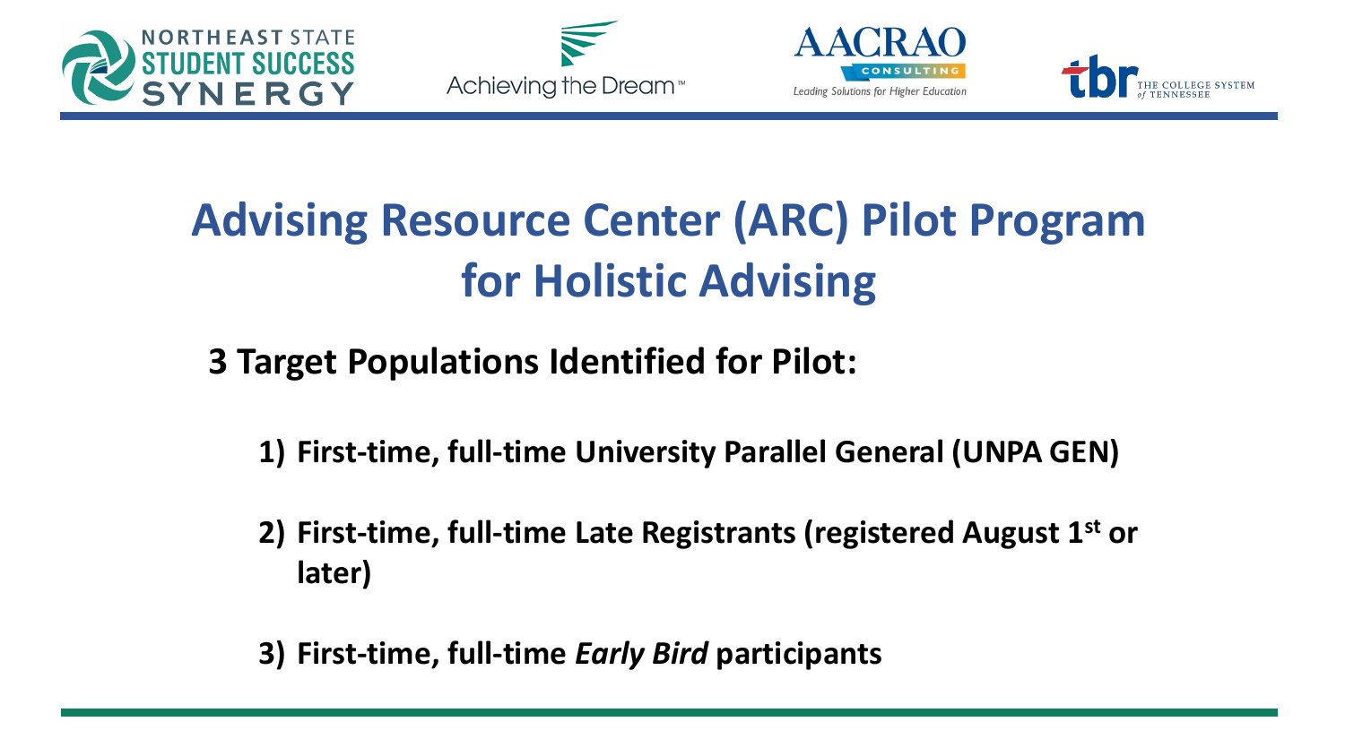# Advising Resource Center (ARC) Pilot Program for Holistic Advising

**3 Target Populations Identified for Pilot:**

1) **First-time, full-time University Parallel General (UNPA GEN)**
2) **First-time, full-time Late Registrants (registered August 1st or later)**
3) **First-time, full-time *Early Bird* participants**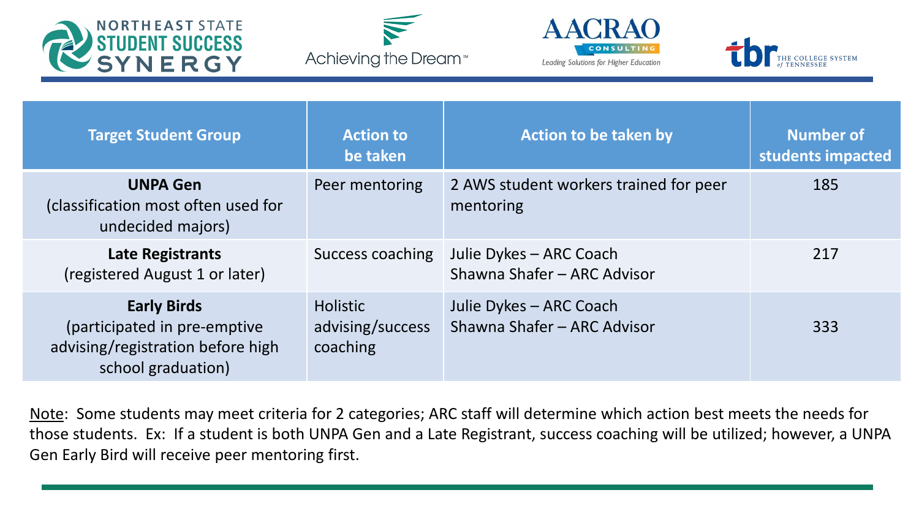| Target Student Group | Action to be taken | Action to be taken by | Number of students impacted |
|---|---|---|---|
| **UNPA Gen** (classification most often used for undecided majors) | Peer mentoring | 2 AWS student workers trained for peer mentoring | 185 |
| **Late Registrants** (registered August 1 or later) | Success coaching | Julie Dykes – ARC Coach<br>Shawna Shafer – ARC Advisor | 217 |
| **Early Birds** (participated in pre-emptive advising/registration before high school graduation) | Holistic advising/success coaching | Julie Dykes – ARC Coach<br>Shawna Shafer – ARC Advisor | 333 |

Note: Some students may meet criteria for 2 categories; ARC staff will determine which action best meets the needs for those students. Ex: If a student is both UNPA Gen and a Late Registrant, success coaching will be utilized; however, a UNPA Gen Early Bird will receive peer mentoring first.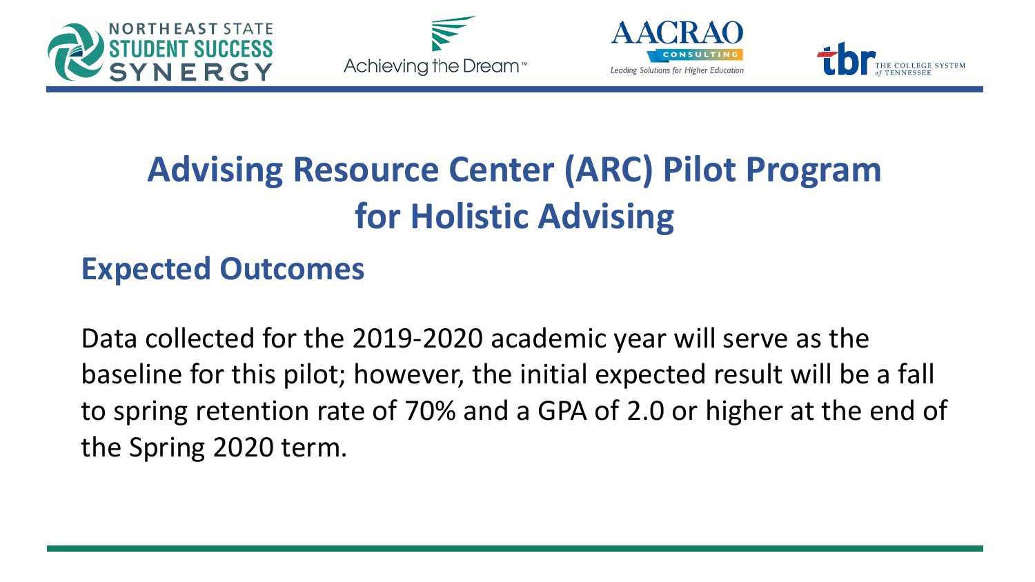# Advising Resource Center (ARC) Pilot Program for Holistic Advising

## Expected Outcomes

Data collected for the 2019-2020 academic year will serve as the baseline for this pilot; however, the initial expected result will be a fall to spring retention rate of 70% and a GPA of 2.0 or higher at the end of the Spring 2020 term.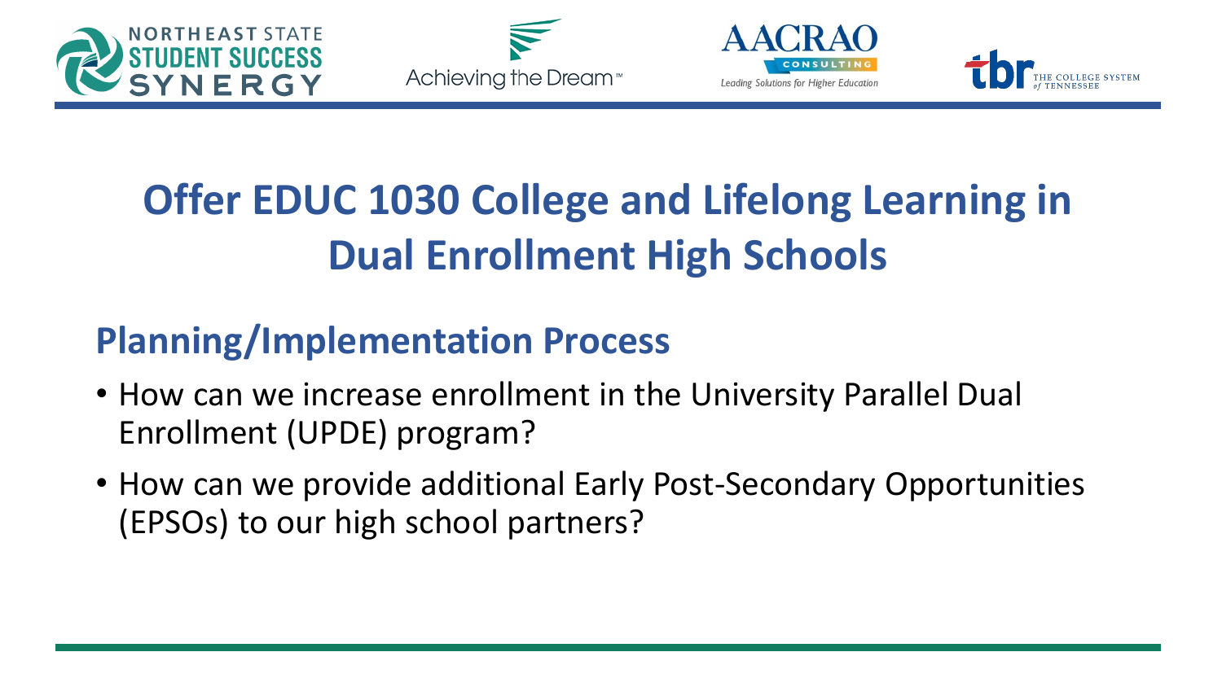# Offer EDUC 1030 College and Lifelong Learning in Dual Enrollment High Schools

## Planning/Implementation Process

- How can we increase enrollment in the University Parallel Dual Enrollment (UPDE) program?
- How can we provide additional Early Post-Secondary Opportunities (EPSOs) to our high school partners?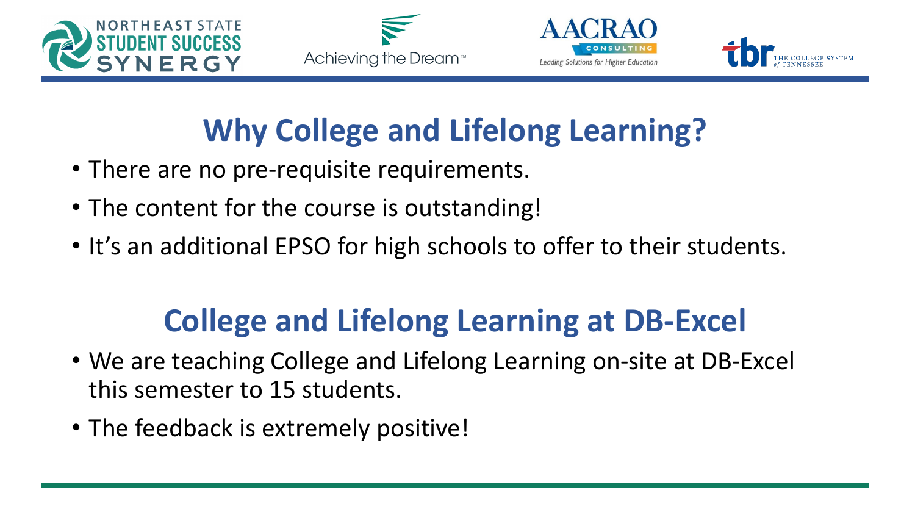# Why College and Lifelong Learning?

- There are no pre-requisite requirements.
- The content for the course is outstanding!
- It's an additional EPSO for high schools to offer to their students.

# College and Lifelong Learning at DB-Excel

- We are teaching College and Lifelong Learning on-site at DB-Excel this semester to 15 students.
- The feedback is extremely positive!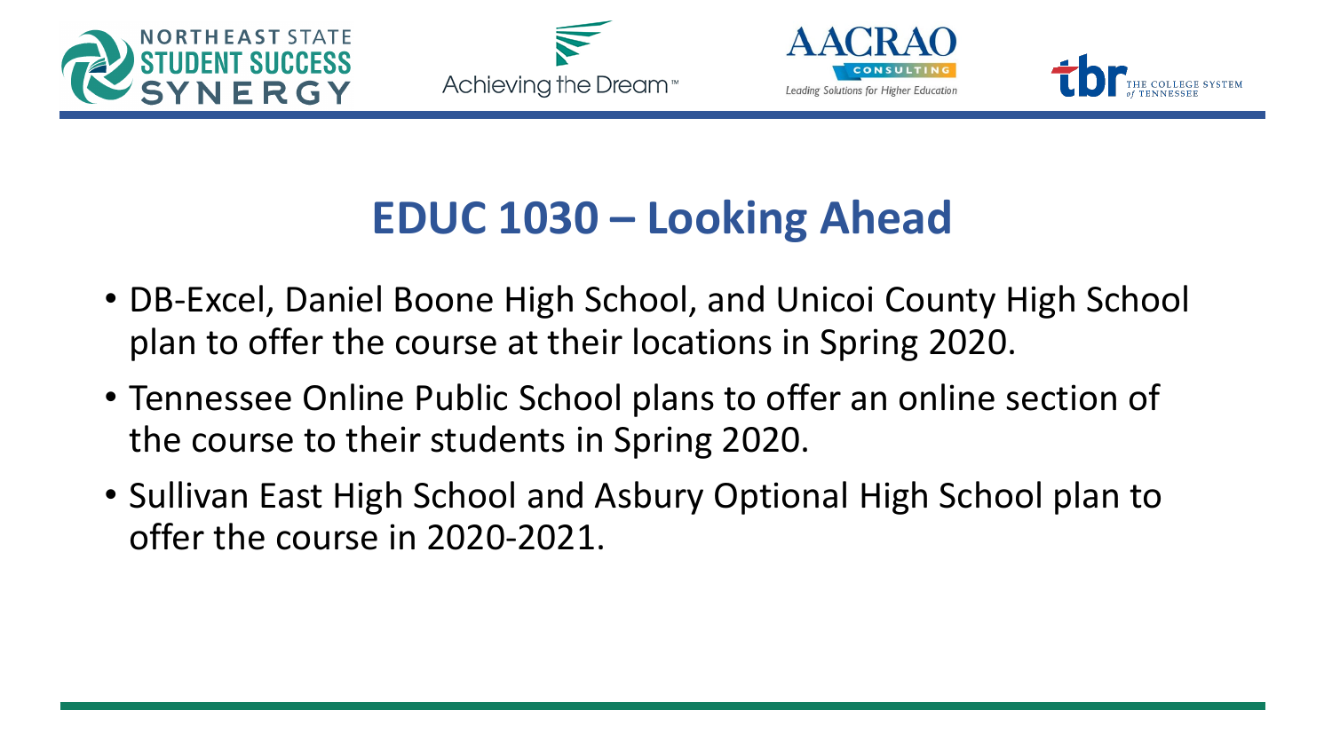# EDUC 1030 – Looking Ahead

- DB-Excel, Daniel Boone High School, and Unicoi County High School plan to offer the course at their locations in Spring 2020.
- Tennessee Online Public School plans to offer an online section of the course to their students in Spring 2020.
- Sullivan East High School and Asbury Optional High School plan to offer the course in 2020-2021.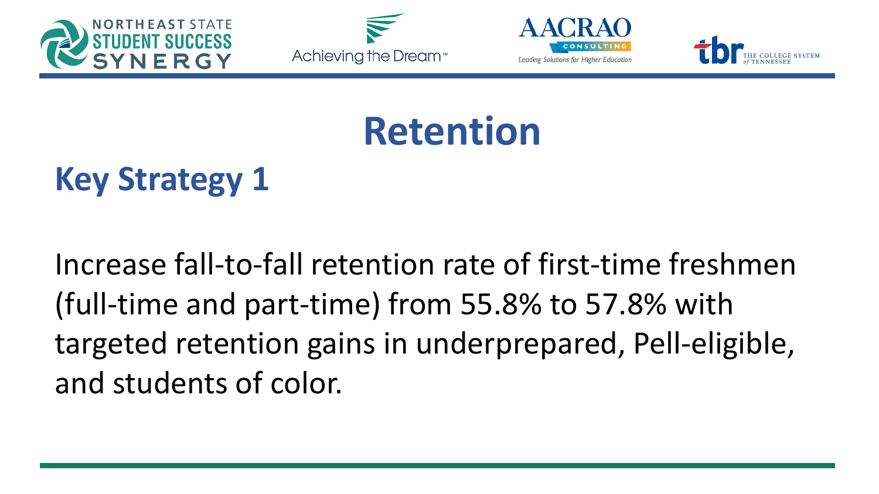# Retention

## Key Strategy 1

Increase fall-to-fall retention rate of first-time freshmen (full-time and part-time) from 55.8% to 57.8% with targeted retention gains in underprepared, Pell-eligible, and students of color.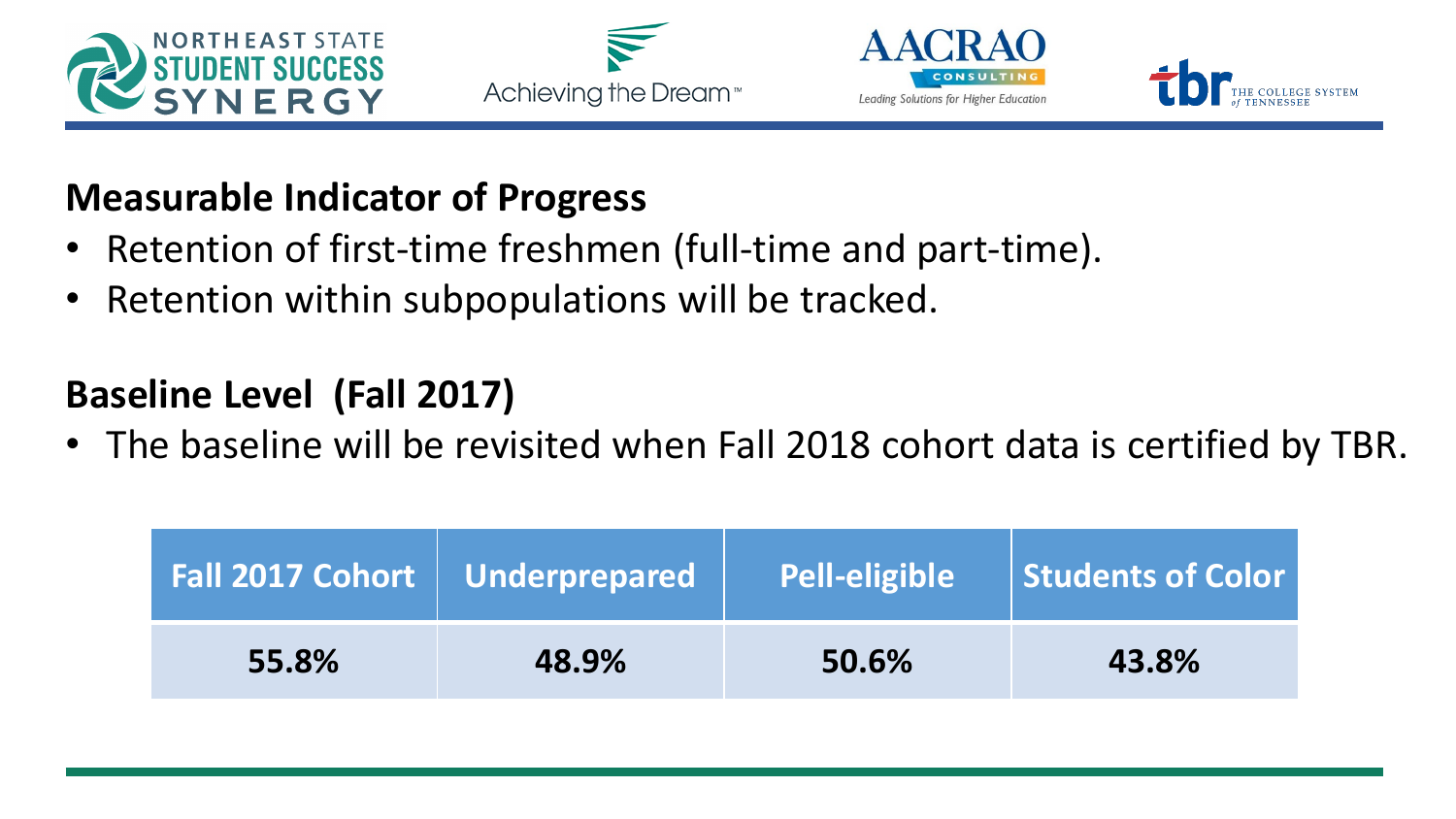## Measurable Indicator of Progress

- Retention of first-time freshmen (full-time and part-time).
- Retention within subpopulations will be tracked.

## Baseline Level (Fall 2017)

- The baseline will be revisited when Fall 2018 cohort data is certified by TBR.

| Fall 2017 Cohort | Underprepared | Pell-eligible | Students of Color |
|---|---|---|---|
| 55.8% | 48.9% | 50.6% | 43.8% |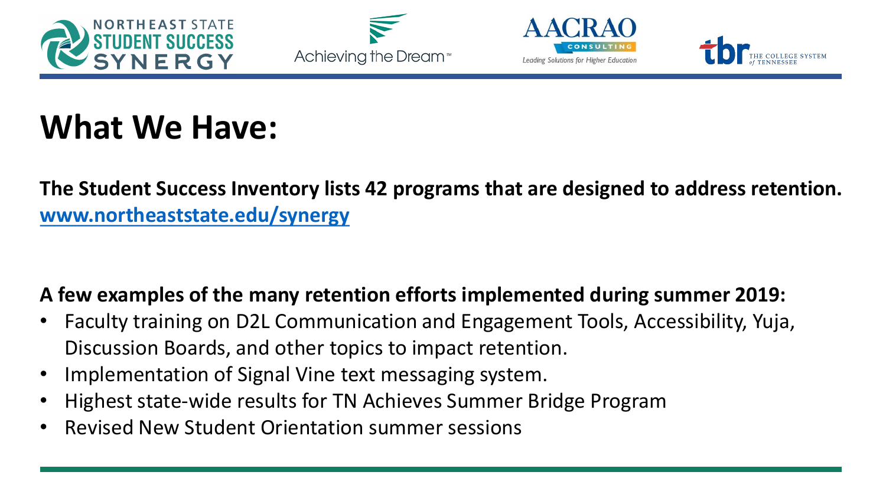# What We Have:

**The Student Success Inventory lists 42 programs that are designed to address retention.** **www.northeaststate.edu/synergy**

**A few examples of the many retention efforts implemented during summer 2019:**

- Faculty training on D2L Communication and Engagement Tools, Accessibility, Yuja, Discussion Boards, and other topics to impact retention.
- Implementation of Signal Vine text messaging system.
- Highest state-wide results for TN Achieves Summer Bridge Program
- Revised New Student Orientation summer sessions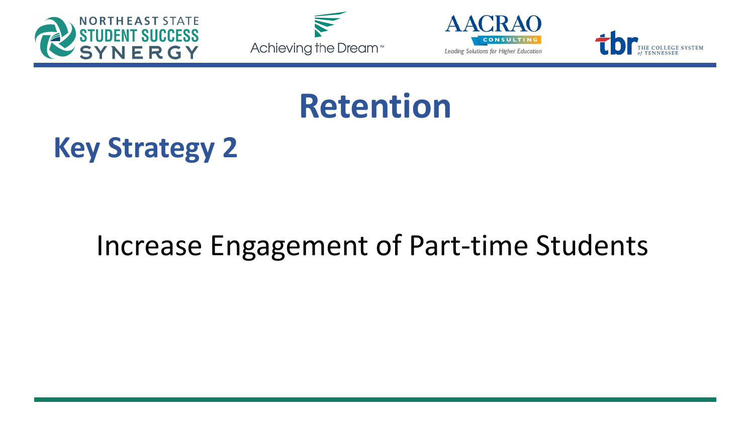# Retention

## Key Strategy 2

Increase Engagement of Part-time Students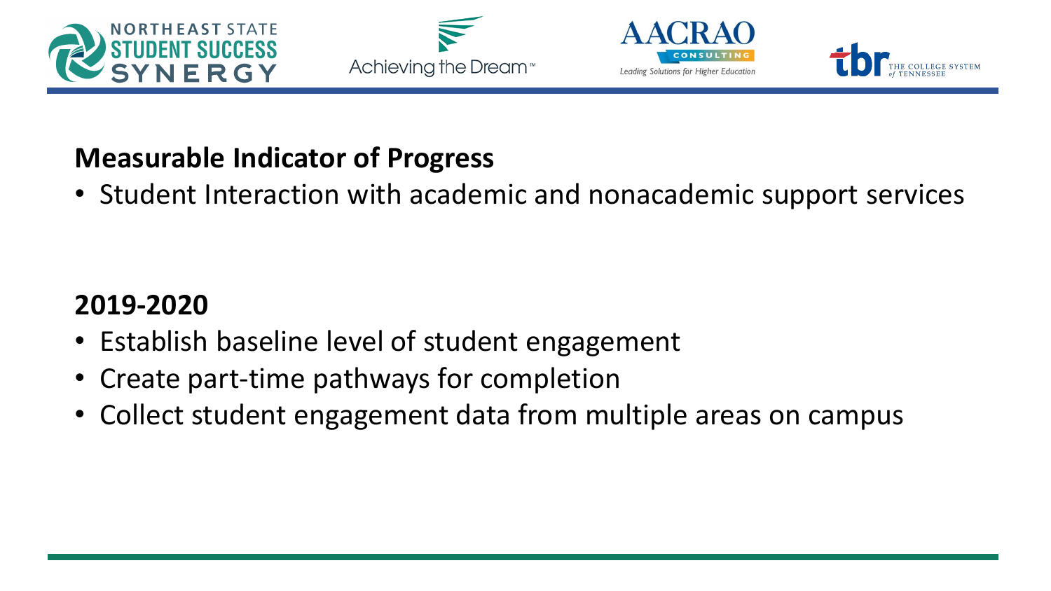**Measurable Indicator of Progress**

- Student Interaction with academic and nonacademic support services

**2019-2020**

- Establish baseline level of student engagement
- Create part-time pathways for completion
- Collect student engagement data from multiple areas on campus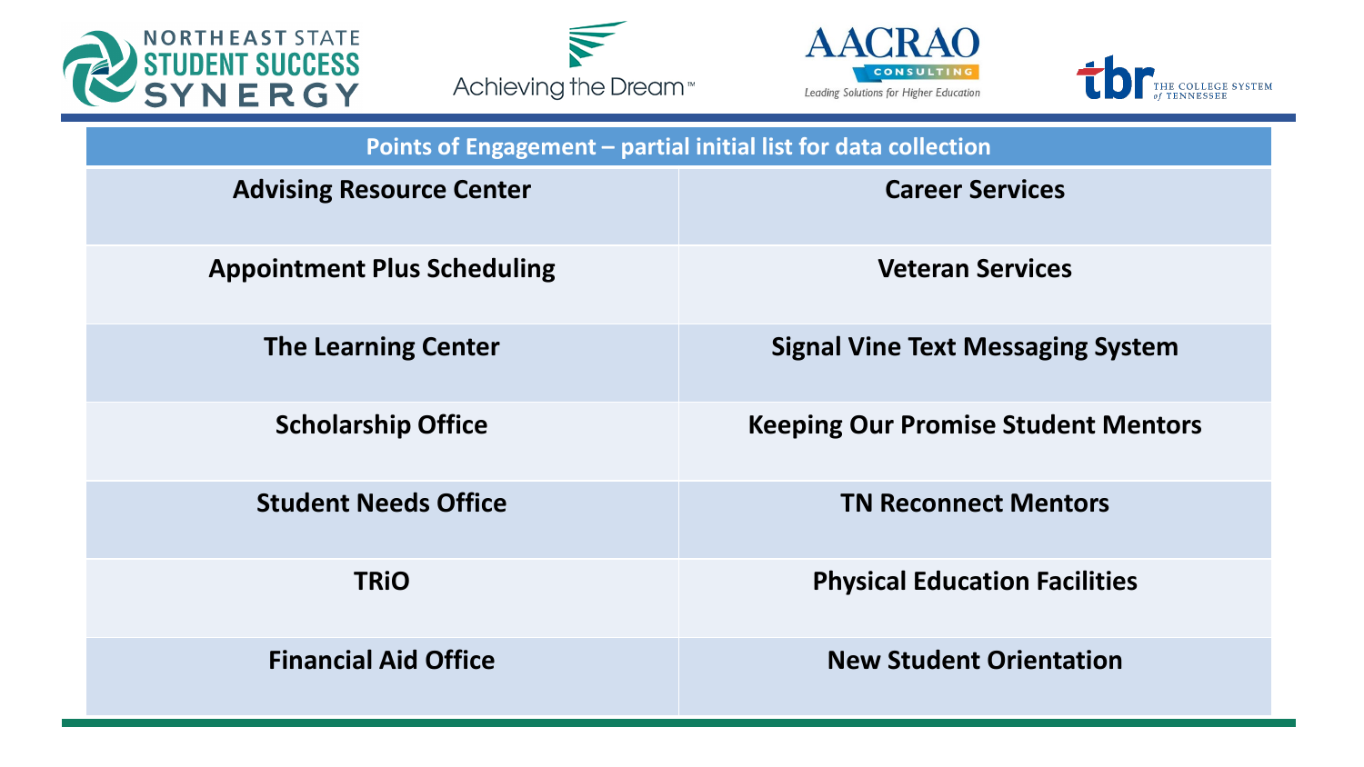| Points of Engagement – partial initial list for data collection | |
|---|---|
| **Advising Resource Center** | **Career Services** |
| **Appointment Plus Scheduling** | **Veteran Services** |
| **The Learning Center** | **Signal Vine Text Messaging System** |
| **Scholarship Office** | **Keeping Our Promise Student Mentors** |
| **Student Needs Office** | **TN Reconnect Mentors** |
| **TRiO** | **Physical Education Facilities** |
| **Financial Aid Office** | **New Student Orientation** |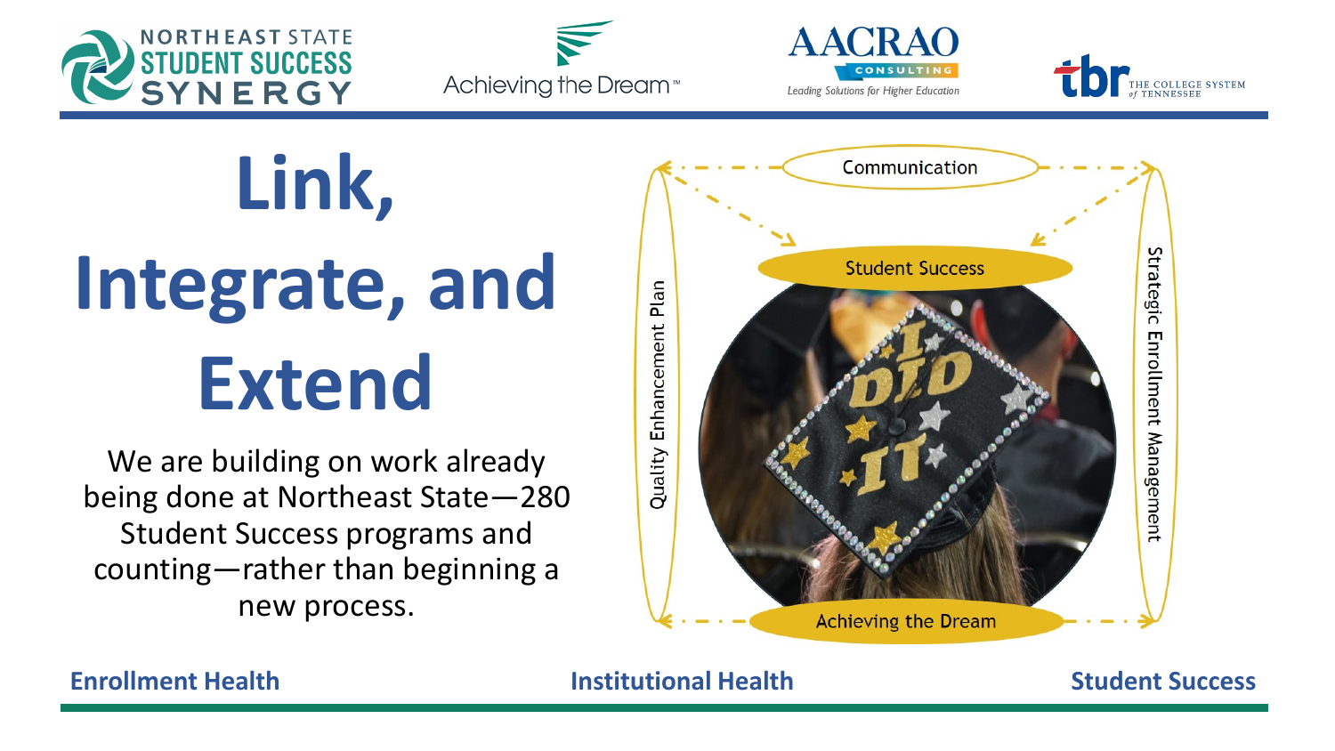NORTHEAST STATE STUDENT SUCCESS SYNERGY

Achieving the Dream™

AACRAO CONSULTING
Leading Solutions for Higher Education

tbr THE COLLEGE SYSTEM of TENNESSEE

# Link, Integrate, and Extend

We are building on work already being done at Northeast State—280 Student Success programs and counting—rather than beginning a new process.

Communication

Student Success

Quality Enhancement Plan

Strategic Enrollment Management

Achieving the Dream

**Enrollment Health** **Institutional Health** **Student Success**